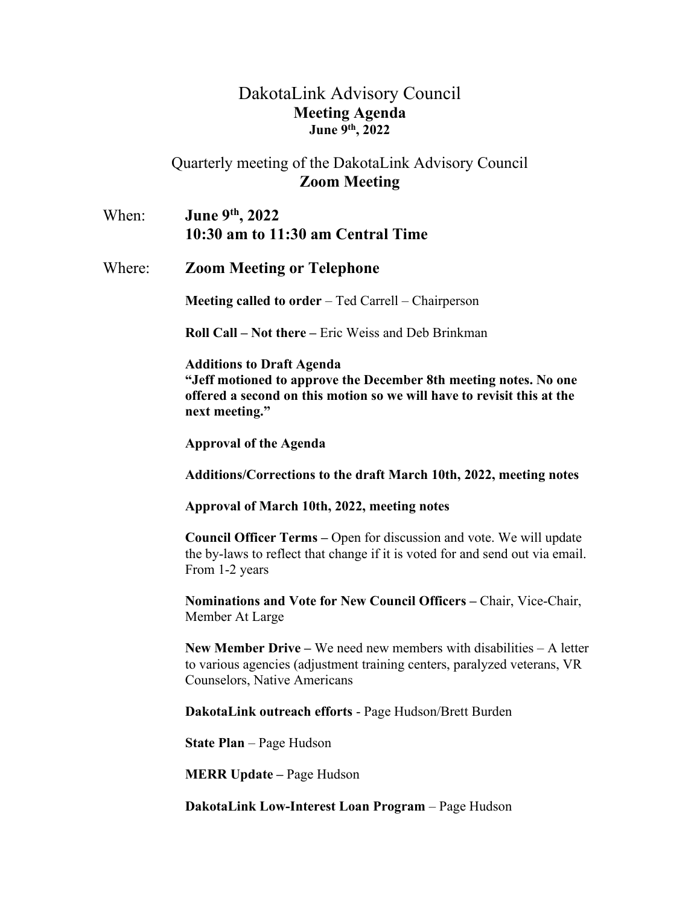# DakotaLink Advisory Council
## Meeting Agenda
**June 9th, 2022**

## Quarterly meeting of the DakotaLink Advisory Council
## Zoom Meeting

When: **June 9th, 2022**
**10:30 am to 11:30 am Central Time**

Where: **Zoom Meeting or Telephone**

**Meeting called to order** – Ted Carrell – Chairperson

**Roll Call – Not there –** Eric Weiss and Deb Brinkman

**Additions to Draft Agenda**
**"Jeff motioned to approve the December 8th meeting notes. No one offered a second on this motion so we will have to revisit this at the next meeting."**

**Approval of the Agenda**

**Additions/Corrections to the draft March 10th, 2022, meeting notes**

**Approval of March 10th, 2022, meeting notes**

**Council Officer Terms –** Open for discussion and vote. We will update the by-laws to reflect that change if it is voted for and send out via email. From 1-2 years

**Nominations and Vote for New Council Officers –** Chair, Vice-Chair, Member At Large

**New Member Drive –** We need new members with disabilities – A letter to various agencies (adjustment training centers, paralyzed veterans, VR Counselors, Native Americans

**DakotaLink outreach efforts** - Page Hudson/Brett Burden

**State Plan** – Page Hudson

**MERR Update –** Page Hudson

**DakotaLink Low-Interest Loan Program** – Page Hudson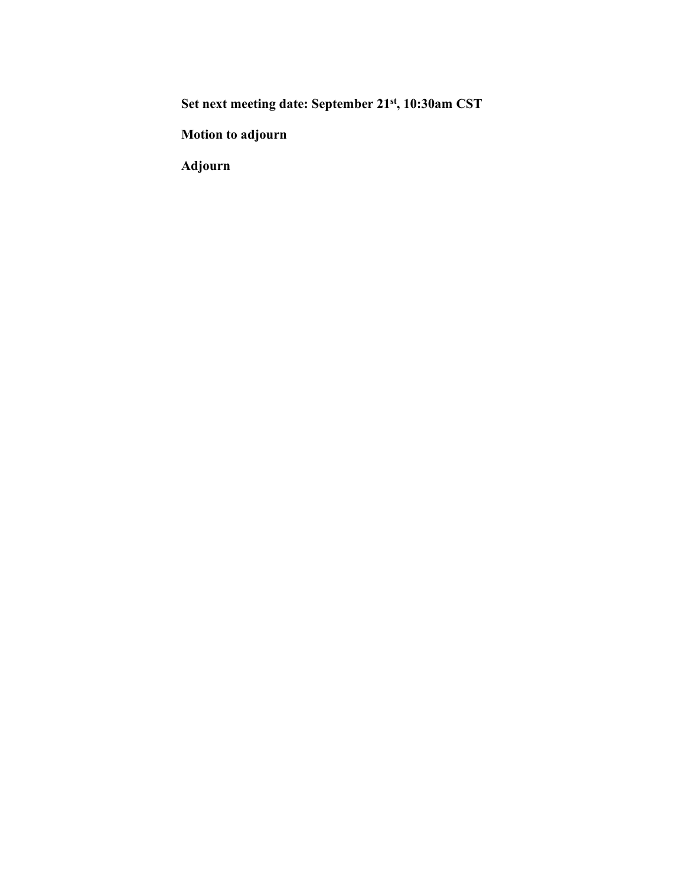**Set next meeting date: September 21st, 10:30am CST**

**Motion to adjourn**

**Adjourn**